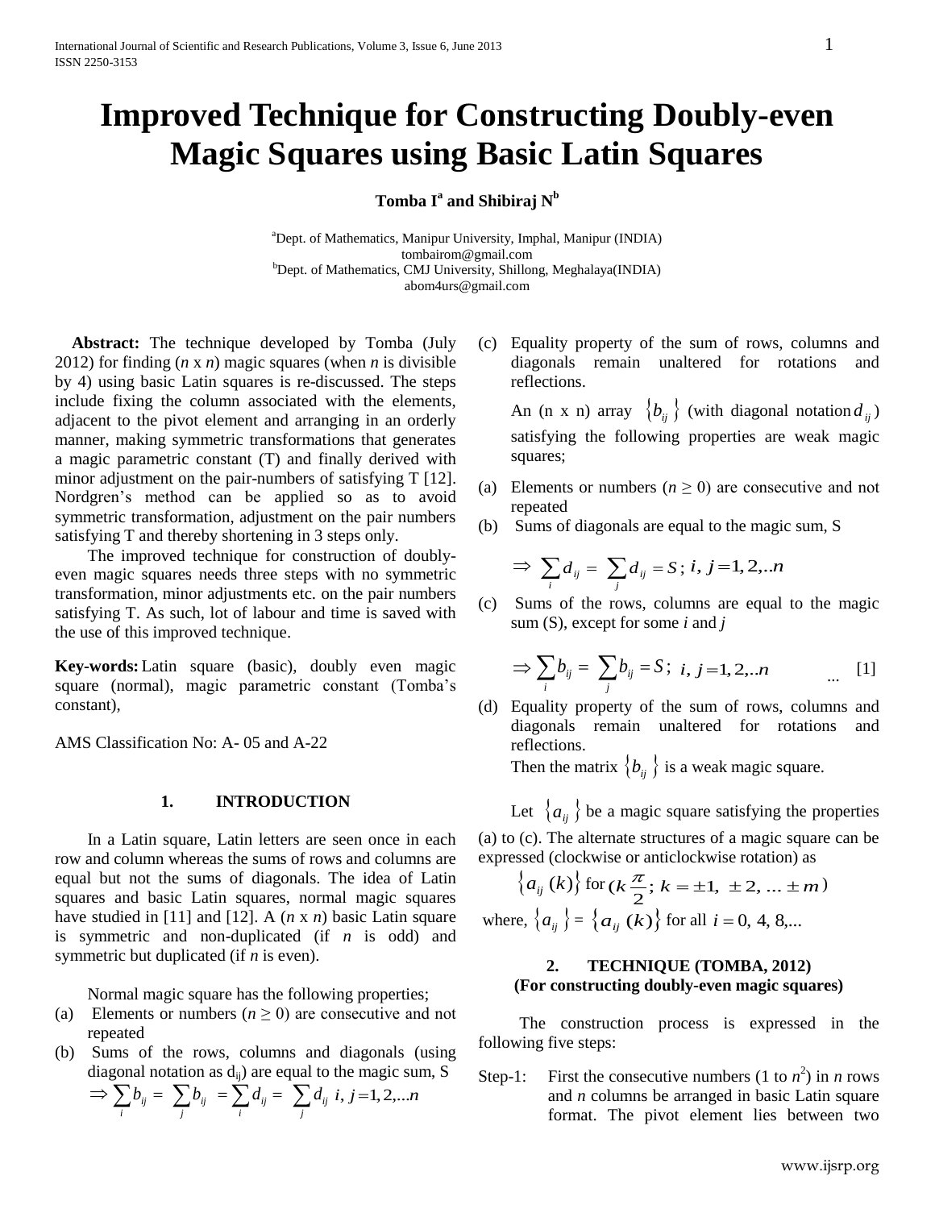# Improved Technique for Constructing Doubly-even Magic Squares using Basic Latin Squares

**Tomba I[a] and Shibiraj N[b]**

[a]Dept. of Mathematics, Manipur University, Imphal, Manipur (INDIA)
tombairom@gmail.com
[b]Dept. of Mathematics, CMJ University, Shillong, Meghalaya(INDIA)
abom4urs@gmail.com

**Abstract:** The technique developed by Tomba (July 2012) for finding (*n* x *n*) magic squares (when *n* is divisible by 4) using basic Latin squares is re-discussed. The steps include fixing the column associated with the elements, adjacent to the pivot element and arranging in an orderly manner, making symmetric transformations that generates a magic parametric constant (T) and finally derived with minor adjustment on the pair-numbers of satisfying T [12]. Nordgren's method can be applied so as to avoid symmetric transformation, adjustment on the pair numbers satisfying T and thereby shortening in 3 steps only.

The improved technique for construction of doubly-even magic squares needs three steps with no symmetric transformation, minor adjustments etc. on the pair numbers satisfying T. As such, lot of labour and time is saved with the use of this improved technique.

**Key-words:** Latin square (basic), doubly even magic square (normal), magic parametric constant (Tomba's constant),

AMS Classification No: A- 05 and A-22

## 1. INTRODUCTION

In a Latin square, Latin letters are seen once in each row and column whereas the sums of rows and columns are equal but not the sums of diagonals. The idea of Latin squares and basic Latin squares, normal magic squares have studied in [11] and [12]. A (*n* x *n*) basic Latin square is symmetric and non-duplicated (if *n* is odd) and symmetric but duplicated (if *n* is even).

Normal magic square has the following properties;

(a) Elements or numbers ($n \geq 0$) are consecutive and not repeated
(b) Sums of the rows, columns and diagonals (using diagonal notation as $d_{ij}$) are equal to the magic sum, S

$$\Rightarrow \sum_i b_{ij} = \sum_j b_{ij} = \sum_i d_{ij} = \sum_j d_{ij} \;\; i, j = 1, 2, \ldots n$$

(c) Equality property of the sum of rows, columns and diagonals remain unaltered for rotations and reflections.

An (n x n) array $\{b_{ij}\}$ (with diagonal notation $d_{ij}$) satisfying the following properties are weak magic squares;

(a) Elements or numbers ($n \geq 0$) are consecutive and not repeated
(b) Sums of diagonals are equal to the magic sum, S

$$\Rightarrow \sum_i d_{ij} = \sum_j d_{ij} = S\,;\; i, j = 1, 2, ..n$$

(c) Sums of the rows, columns are equal to the magic sum (S), except for some *i* and *j*

$$\Rightarrow \sum_i b_{ij} = \sum_j b_{ij} = S\,;\; i, j = 1, 2, ..n \qquad \ldots \quad [1]$$

(d) Equality property of the sum of rows, columns and diagonals remain unaltered for rotations and reflections.

Then the matrix $\{b_{ij}\}$ is a weak magic square.

Let $\{a_{ij}\}$ be a magic square satisfying the properties (a) to (c). The alternate structures of a magic square can be expressed (clockwise or anticlockwise rotation) as

$$\{a_{ij}(k)\} \text{ for } (k\frac{\pi}{2};\, k = \pm 1, \pm 2, \ldots \pm m)$$

where, $\{a_{ij}\} = \{a_{ij}(k)\}$ for all $i = 0, 4, 8, \ldots$

## 2. TECHNIQUE (TOMBA, 2012)
### (For constructing doubly-even magic squares)

The construction process is expressed in the following five steps:

Step-1: First the consecutive numbers (1 to $n^2$) in *n* rows and *n* columns be arranged in basic Latin square format. The pivot element lies between two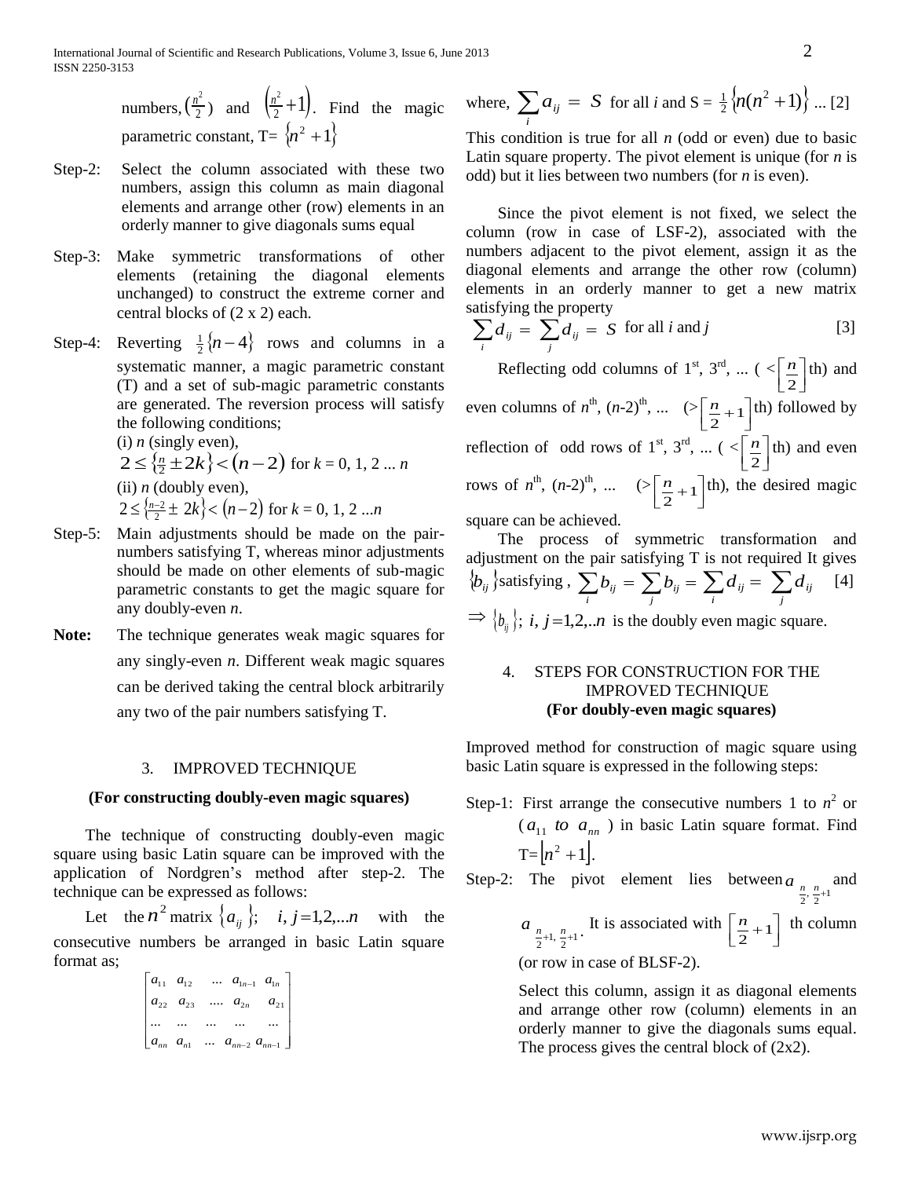numbers, $\left(\frac{n^2}{2}\right)$ and $\left(\frac{n^2}{2}+1\right)$. Find the magic parametric constant, T= $\{n^2+1\}$

Step-2: Select the column associated with these two numbers, assign this column as main diagonal elements and arrange other (row) elements in an orderly manner to give diagonals sums equal

Step-3: Make symmetric transformations of other elements (retaining the diagonal elements unchanged) to construct the extreme corner and central blocks of (2 x 2) each.

Step-4: Reverting $\frac{1}{2}\{n-4\}$ rows and columns in a systematic manner, a magic parametric constant (T) and a set of sub-magic parametric constants are generated. The reversion process will satisfy the following conditions;

(i) *n* (singly even),
$2 \leq \left\{\frac{n}{2} \pm 2k\right\} < (n-2)$ for *k* = 0, 1, 2 ... *n*

(ii) *n* (doubly even),
$2 \leq \left\{\frac{n-2}{2} \pm 2k\right\} < (n-2)$ for *k* = 0, 1, 2 ...*n*

Step-5: Main adjustments should be made on the pair-numbers satisfying T, whereas minor adjustments should be made on other elements of sub-magic parametric constants to get the magic square for any doubly-even *n*.

**Note:** The technique generates weak magic squares for any singly-even *n*. Different weak magic squares can be derived taking the central block arbitrarily any two of the pair numbers satisfying T.

## 3. IMPROVED TECHNIQUE

### (For constructing doubly-even magic squares)

The technique of constructing doubly-even magic square using basic Latin square can be improved with the application of Nordgren's method after step-2. The technique can be expressed as follows:

Let the $n^2$ matrix $\{a_{ij}\}$; $i, j = 1,2,...n$ with the consecutive numbers be arranged in basic Latin square format as;

$$\begin{bmatrix} a_{11} & a_{12} & ... & a_{1n-1} & a_{1n} \\ a_{22} & a_{23} & .... & a_{2n} & a_{21} \\ ... & ... & ... & ... & ... \\ a_{nn} & a_{n1} & ... & a_{nn-2} & a_{nn-1} \end{bmatrix}$$

where, $\sum_i a_{ij} = S$ for all *i* and $S = \frac{1}{2}\{n(n^2+1)\}$ ... [2]

This condition is true for all *n* (odd or even) due to basic Latin square property. The pivot element is unique (for *n* is odd) but it lies between two numbers (for *n* is even).

Since the pivot element is not fixed, we select the column (row in case of LSF-2), associated with the numbers adjacent to the pivot element, assign it as the diagonal elements and arrange the other row (column) elements in an orderly manner to get a new matrix satisfying the property

$$\sum_i d_{ij} = \sum_j d_{ij} = S \text{ for all } i \text{ and } j \quad [3]$$

Reflecting odd columns of 1st, 3rd, ... ( $< \left[\frac{n}{2}\right]$th) and even columns of $n$th, $(n\text{-}2)$th, ... ($> \left[\frac{n}{2}+1\right]$th) followed by reflection of odd rows of 1st, 3rd, ... ( $< \left[\frac{n}{2}\right]$th) and even rows of $n$th, $(n\text{-}2)$th, ... ($> \left[\frac{n}{2}+1\right]$th), the desired magic square can be achieved.

The process of symmetric transformation and adjustment on the pair satisfying T is not required It gives $\{b_{ij}\}$ satisfying , $\sum_i b_{ij} = \sum_j b_{ij} = \sum_i d_{ij} = \sum_j d_{ij}$ [4]

$\Rightarrow \{b_{ij}\}$; $i, j = 1,2,..n$ is the doubly even magic square.

## 4. STEPS FOR CONSTRUCTION FOR THE IMPROVED TECHNIQUE

### (For doubly-even magic squares)

Improved method for construction of magic square using basic Latin square is expressed in the following steps:

Step-1: First arrange the consecutive numbers 1 to $n^2$ or ($a_{11}$ *to* $a_{nn}$ ) in basic Latin square format. Find T=$\lfloor n^2+1 \rfloor$.

Step-2: The pivot element lies between $a_{\frac{n}{2}, \frac{n}{2}+1}$ and $a_{\frac{n}{2}+1, \frac{n}{2}+1}$. It is associated with $\left[\frac{n}{2}+1\right]$ th column (or row in case of BLSF-2).

Select this column, assign it as diagonal elements and arrange other row (column) elements in an orderly manner to give the diagonals sums equal. The process gives the central block of (2x2).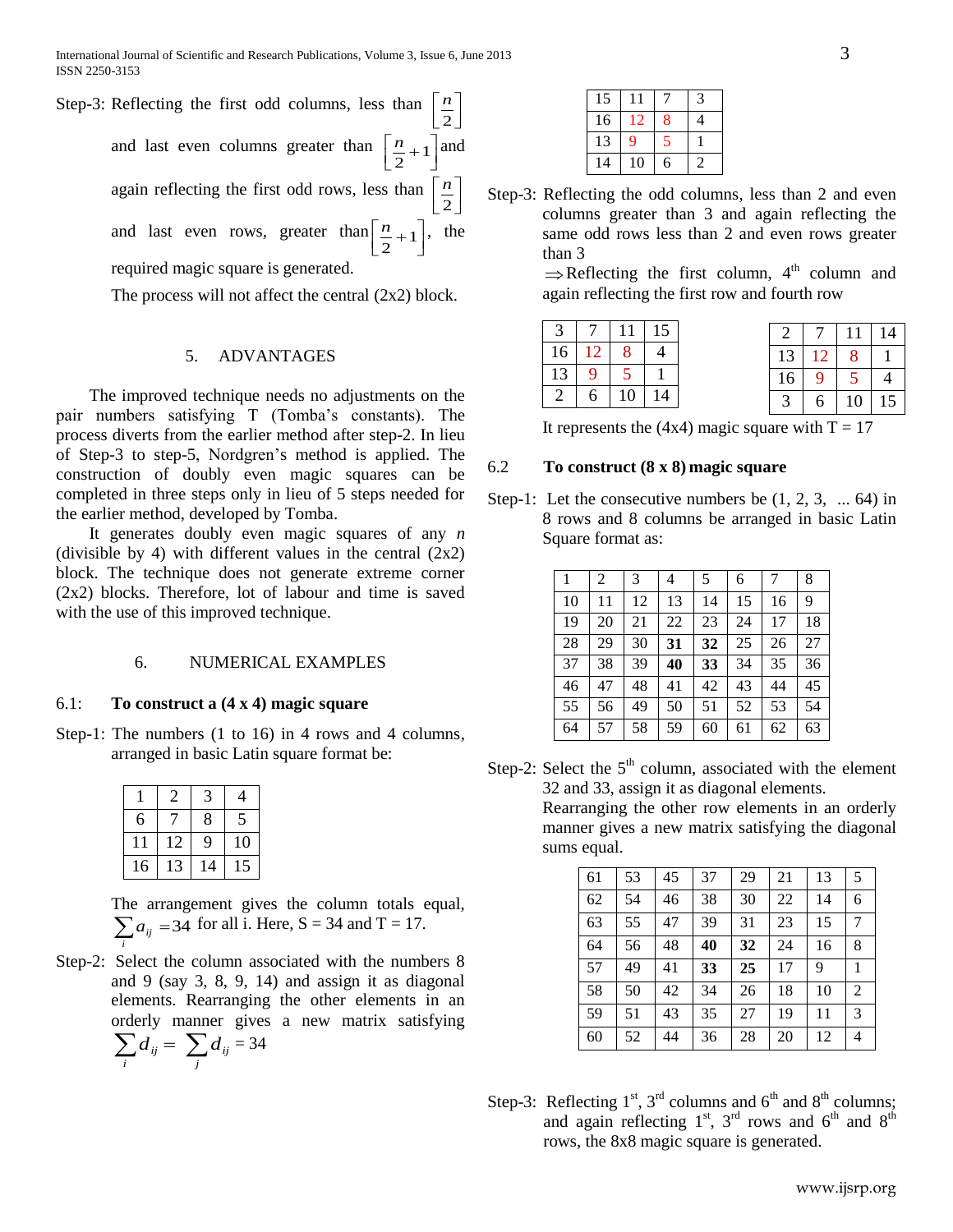Step-3: Reflecting the first odd columns, less than $\left[\frac{n}{2}\right]$ and last even columns greater than $\left[\frac{n}{2}+1\right]$ and again reflecting the first odd rows, less than $\left[\frac{n}{2}\right]$ and last even rows, greater than $\left[\frac{n}{2}+1\right]$, the required magic square is generated.

The process will not affect the central (2x2) block.

## 5. ADVANTAGES

The improved technique needs no adjustments on the pair numbers satisfying T (Tomba's constants). The process diverts from the earlier method after step-2. In lieu of Step-3 to step-5, Nordgren's method is applied. The construction of doubly even magic squares can be completed in three steps only in lieu of 5 steps needed for the earlier method, developed by Tomba.

It generates doubly even magic squares of any $n$ (divisible by 4) with different values in the central (2x2) block. The technique does not generate extreme corner (2x2) blocks. Therefore, lot of labour and time is saved with the use of this improved technique.

## 6. NUMERICAL EXAMPLES

### 6.1: To construct a (4 x 4) magic square

Step-1: The numbers (1 to 16) in 4 rows and 4 columns, arranged in basic Latin square format be:

| 1 | 2 | 3 | 4 |
|---|---|---|---|
| 6 | 7 | 8 | 5 |
| 11 | 12 | 9 | 10 |
| 16 | 13 | 14 | 15 |

The arrangement gives the column totals equal, $\sum_{i} a_{ij} = 34$ for all i. Here, S = 34 and T = 17.

Step-2: Select the column associated with the numbers 8 and 9 (say 3, 8, 9, 14) and assign it as diagonal elements. Rearranging the other elements in an orderly manner gives a new matrix satisfying $\sum_{i} d_{ij} = \sum_{j} d_{ij} = 34$

| 15 | 11 | 7 | 3 |
|---|---|---|---|
| 16 | 12 | 8 | 4 |
| 13 | 9 | 5 | 1 |
| 14 | 10 | 6 | 2 |

Step-3: Reflecting the odd columns, less than 2 and even columns greater than 3 and again reflecting the same odd rows less than 2 and even rows greater than 3

$\Rightarrow$Reflecting the first column, 4[th] column and again reflecting the first row and fourth row

| 3 | 7 | 11 | 15 |
|---|---|---|---|
| 16 | 12 | 8 | 4 |
| 13 | 9 | 5 | 1 |
| 2 | 6 | 10 | 14 |

| 2 | 7 | 11 | 14 |
|---|---|---|---|
| 13 | 12 | 8 | 1 |
| 16 | 9 | 5 | 4 |
| 3 | 6 | 10 | 15 |

It represents the (4x4) magic square with T = 17

### 6.2 To construct (8 x 8) magic square

Step-1: Let the consecutive numbers be (1, 2, 3, ... 64) in 8 rows and 8 columns be arranged in basic Latin Square format as:

| 1 | 2 | 3 | 4 | 5 | 6 | 7 | 8 |
|---|---|---|---|---|---|---|---|
| 10 | 11 | 12 | 13 | 14 | 15 | 16 | 9 |
| 19 | 20 | 21 | 22 | 23 | 24 | 17 | 18 |
| 28 | 29 | 30 | **31** | **32** | 25 | 26 | 27 |
| 37 | 38 | 39 | **40** | **33** | 34 | 35 | 36 |
| 46 | 47 | 48 | 41 | 42 | 43 | 44 | 45 |
| 55 | 56 | 49 | 50 | 51 | 52 | 53 | 54 |
| 64 | 57 | 58 | 59 | 60 | 61 | 62 | 63 |

Step-2: Select the 5[th] column, associated with the element 32 and 33, assign it as diagonal elements. Rearranging the other row elements in an orderly manner gives a new matrix satisfying the diagonal sums equal.

| 61 | 53 | 45 | 37 | 29 | 21 | 13 | 5 |
|---|---|---|---|---|---|---|---|
| 62 | 54 | 46 | 38 | 30 | 22 | 14 | 6 |
| 63 | 55 | 47 | 39 | 31 | 23 | 15 | 7 |
| 64 | 56 | 48 | **40** | **32** | 24 | 16 | 8 |
| 57 | 49 | 41 | **33** | **25** | 17 | 9 | 1 |
| 58 | 50 | 42 | 34 | 26 | 18 | 10 | 2 |
| 59 | 51 | 43 | 35 | 27 | 19 | 11 | 3 |
| 60 | 52 | 44 | 36 | 28 | 20 | 12 | 4 |

Step-3: Reflecting 1[st], 3[rd] columns and 6[th] and 8[th] columns; and again reflecting 1[st], 3[rd] rows and 6[th] and 8[th] rows, the 8x8 magic square is generated.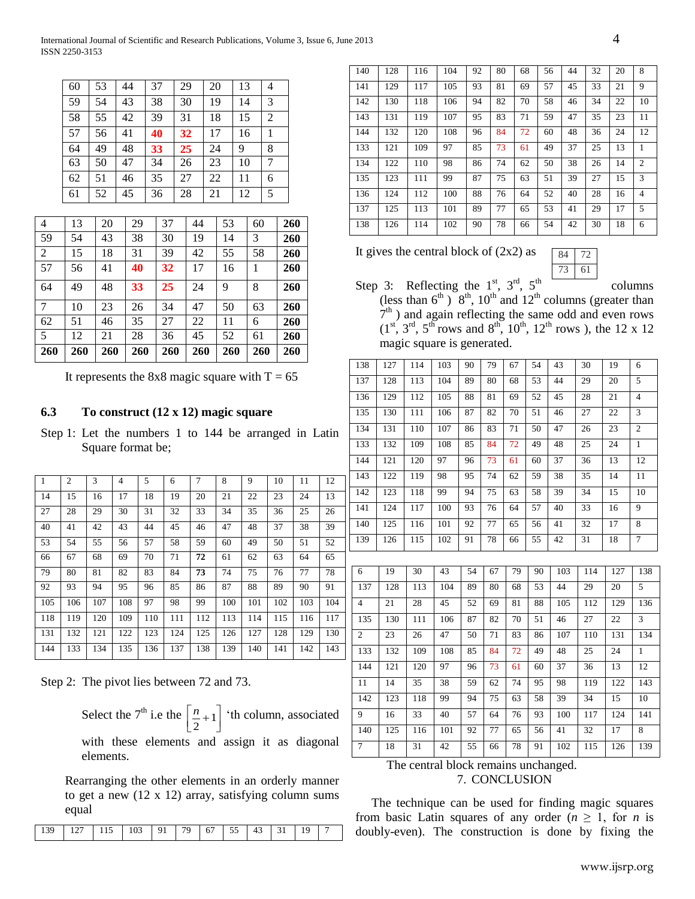| 60 | 53 | 44 | 37 | 29 | 20 | 13 | 4 |
|---|---|---|---|---|---|---|---|
| 59 | 54 | 43 | 38 | 30 | 19 | 14 | 3 |
| 58 | 55 | 42 | 39 | 31 | 18 | 15 | 2 |
| 57 | 56 | 41 | **40** | **32** | 17 | 16 | 1 |
| 64 | 49 | 48 | **33** | **25** | 24 | 9 | 8 |
| 63 | 50 | 47 | 34 | 26 | 23 | 10 | 7 |
| 62 | 51 | 46 | 35 | 27 | 22 | 11 | 6 |
| 61 | 52 | 45 | 36 | 28 | 21 | 12 | 5 |

| 4 | 13 | 20 | 29 | 37 | 44 | 53 | 60 | **260** |
|---|---|---|---|---|---|---|---|---|
| 59 | 54 | 43 | 38 | 30 | 19 | 14 | 3 | **260** |
| 2 | 15 | 18 | 31 | 39 | 42 | 55 | 58 | **260** |
| 57 | 56 | 41 | **40** | **32** | 17 | 16 | 1 | **260** |
| 64 | 49 | 48 | **33** | **25** | 24 | 9 | 8 | **260** |
| 7 | 10 | 23 | 26 | 34 | 47 | 50 | 63 | **260** |
| 62 | 51 | 46 | 35 | 27 | 22 | 11 | 6 | **260** |
| 5 | 12 | 21 | 28 | 36 | 45 | 52 | 61 | **260** |
| **260** | **260** | **260** | **260** | **260** | **260** | **260** | **260** | **260** |

It represents the 8x8 magic square with T = 65

### 6.3 To construct (12 x 12) magic square

Step 1: Let the numbers 1 to 144 be arranged in Latin Square format be;

| 1 | 2 | 3 | 4 | 5 | 6 | 7 | 8 | 9 | 10 | 11 | 12 |
|---|---|---|---|---|---|---|---|---|---|---|---|
| 14 | 15 | 16 | 17 | 18 | 19 | 20 | 21 | 22 | 23 | 24 | 13 |
| 27 | 28 | 29 | 30 | 31 | 32 | 33 | 34 | 35 | 36 | 25 | 26 |
| 40 | 41 | 42 | 43 | 44 | 45 | 46 | 47 | 48 | 37 | 38 | 39 |
| 53 | 54 | 55 | 56 | 57 | 58 | 59 | 60 | 49 | 50 | 51 | 52 |
| 66 | 67 | 68 | 69 | 70 | 71 | **72** | 61 | 62 | 63 | 64 | 65 |
| 79 | 80 | 81 | 82 | 83 | 84 | **73** | 74 | 75 | 76 | 77 | 78 |
| 92 | 93 | 94 | 95 | 96 | 85 | 86 | 87 | 88 | 89 | 90 | 91 |
| 105 | 106 | 107 | 108 | 97 | 98 | 99 | 100 | 101 | 102 | 103 | 104 |
| 118 | 119 | 120 | 109 | 110 | 111 | 112 | 113 | 114 | 115 | 116 | 117 |
| 131 | 132 | 121 | 122 | 123 | 124 | 125 | 126 | 127 | 128 | 129 | 130 |
| 144 | 133 | 134 | 135 | 136 | 137 | 138 | 139 | 140 | 141 | 142 | 143 |

Step 2: The pivot lies between 72 and 73.

Select the 7th i.e the $\left[\frac{n}{2}+1\right]$ 'th column, associated with these elements and assign it as diagonal elements.

Rearranging the other elements in an orderly manner to get a new (12 x 12) array, satisfying column sums equal

| 139 | 127 | 115 | 103 | 91 | 79 | 67 | 55 | 43 | 31 | 19 | 7 |
|---|---|---|---|---|---|---|---|---|---|---|---|
| 140 | 128 | 116 | 104 | 92 | 80 | 68 | 56 | 44 | 32 | 20 | 8 |
| 141 | 129 | 117 | 105 | 93 | 81 | 69 | 57 | 45 | 33 | 21 | 9 |
| 142 | 130 | 118 | 106 | 94 | 82 | 70 | 58 | 46 | 34 | 22 | 10 |
| 143 | 131 | 119 | 107 | 95 | 83 | 71 | 59 | 47 | 35 | 23 | 11 |
| 144 | 132 | 120 | 108 | 96 | 84 | 72 | 60 | 48 | 36 | 24 | 12 |
| 133 | 121 | 109 | 97 | 85 | 73 | 61 | 49 | 37 | 25 | 13 | 1 |
| 134 | 122 | 110 | 98 | 86 | 74 | 62 | 50 | 38 | 26 | 14 | 2 |
| 135 | 123 | 111 | 99 | 87 | 75 | 63 | 51 | 39 | 27 | 15 | 3 |
| 136 | 124 | 112 | 100 | 88 | 76 | 64 | 52 | 40 | 28 | 16 | 4 |
| 137 | 125 | 113 | 101 | 89 | 77 | 65 | 53 | 41 | 29 | 17 | 5 |
| 138 | 126 | 114 | 102 | 90 | 78 | 66 | 54 | 42 | 30 | 18 | 6 |

It gives the central block of (2x2) as

| 84 | 72 |
|---|---|
| 73 | 61 |

Step 3: Reflecting the 1st, 3rd, 5th columns (less than 6th) 8th, 10th and 12th columns (greater than 7th) and again reflecting the same odd and even rows (1st, 3rd, 5th rows and 8th, 10th, 12th rows), the 12 x 12 magic square is generated.

| 138 | 127 | 114 | 103 | 90 | 79 | 67 | 54 | 43 | 30 | 19 | 6 |
|---|---|---|---|---|---|---|---|---|---|---|---|
| 137 | 128 | 113 | 104 | 89 | 80 | 68 | 53 | 44 | 29 | 20 | 5 |
| 136 | 129 | 112 | 105 | 88 | 81 | 69 | 52 | 45 | 28 | 21 | 4 |
| 135 | 130 | 111 | 106 | 87 | 82 | 70 | 51 | 46 | 27 | 22 | 3 |
| 134 | 131 | 110 | 107 | 86 | 83 | 71 | 50 | 47 | 26 | 23 | 2 |
| 133 | 132 | 109 | 108 | 85 | 84 | 72 | 49 | 48 | 25 | 24 | 1 |
| 144 | 121 | 120 | 97 | 96 | 73 | 61 | 60 | 37 | 36 | 13 | 12 |
| 143 | 122 | 119 | 98 | 95 | 74 | 62 | 59 | 38 | 35 | 14 | 11 |
| 142 | 123 | 118 | 99 | 94 | 75 | 63 | 58 | 39 | 34 | 15 | 10 |
| 141 | 124 | 117 | 100 | 93 | 76 | 64 | 57 | 40 | 33 | 16 | 9 |
| 140 | 125 | 116 | 101 | 92 | 77 | 65 | 56 | 41 | 32 | 17 | 8 |
| 139 | 126 | 115 | 102 | 91 | 78 | 66 | 55 | 42 | 31 | 18 | 7 |

| 6 | 19 | 30 | 43 | 54 | 67 | 79 | 90 | 103 | 114 | 127 | 138 |
|---|---|---|---|---|---|---|---|---|---|---|---|
| 137 | 128 | 113 | 104 | 89 | 80 | 68 | 53 | 44 | 29 | 20 | 5 |
| 4 | 21 | 28 | 45 | 52 | 69 | 81 | 88 | 105 | 112 | 129 | 136 |
| 135 | 130 | 111 | 106 | 87 | 82 | 70 | 51 | 46 | 27 | 22 | 3 |
| 2 | 23 | 26 | 47 | 50 | 71 | 83 | 86 | 107 | 110 | 131 | 134 |
| 133 | 132 | 109 | 108 | 85 | 84 | 72 | 49 | 48 | 25 | 24 | 1 |
| 144 | 121 | 120 | 97 | 96 | 73 | 61 | 60 | 37 | 36 | 13 | 12 |
| 11 | 14 | 35 | 38 | 59 | 62 | 74 | 95 | 98 | 119 | 122 | 143 |
| 142 | 123 | 118 | 99 | 94 | 75 | 63 | 58 | 39 | 34 | 15 | 10 |
| 9 | 16 | 33 | 40 | 57 | 64 | 76 | 93 | 100 | 117 | 124 | 141 |
| 140 | 125 | 116 | 101 | 92 | 77 | 65 | 56 | 41 | 32 | 17 | 8 |
| 7 | 18 | 31 | 42 | 55 | 66 | 78 | 91 | 102 | 115 | 126 | 139 |

The central block remains unchanged.

## 7. CONCLUSION

The technique can be used for finding magic squares from basic Latin squares of any order ($n \geq 1$, for $n$ is doubly-even). The construction is done by fixing the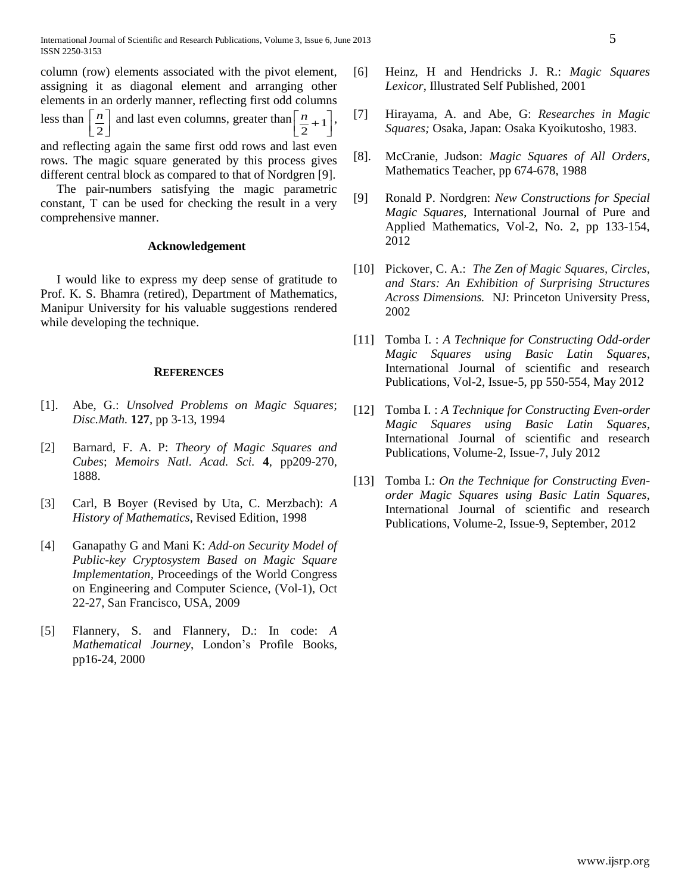column (row) elements associated with the pivot element, assigning it as diagonal element and arranging other elements in an orderly manner, reflecting first odd columns less than $\left[\frac{n}{2}\right]$ and last even columns, greater than $\left[\frac{n}{2}+1\right]$, and reflecting again the same first odd rows and last even rows. The magic square generated by this process gives different central block as compared to that of Nordgren [9].

The pair-numbers satisfying the magic parametric constant, T can be used for checking the result in a very comprehensive manner.

### Acknowledgement

I would like to express my deep sense of gratitude to Prof. K. S. Bhamra (retired), Department of Mathematics, Manipur University for his valuable suggestions rendered while developing the technique.

### References

[1]. Abe, G.: *Unsolved Problems on Magic Squares*; *Disc.Math.* **127**, pp 3-13, 1994

[2] Barnard, F. A. P: *Theory of Magic Squares and Cubes*; *Memoirs Natl. Acad. Sci.* **4**, pp209-270, 1888.

[3] Carl, B Boyer (Revised by Uta, C. Merzbach): *A History of Mathematics*, Revised Edition, 1998

[4] Ganapathy G and Mani K: *Add-on Security Model of Public-key Cryptosystem Based on Magic Square Implementation*, Proceedings of the World Congress on Engineering and Computer Science, (Vol-1), Oct 22-27, San Francisco, USA, 2009

[5] Flannery, S. and Flannery, D.: In code: *A Mathematical Journey*, London's Profile Books, pp16-24, 2000

[6] Heinz, H and Hendricks J. R.: *Magic Squares Lexicor*, Illustrated Self Published, 2001

[7] Hirayama, A. and Abe, G: *Researches in Magic Squares;* Osaka, Japan: Osaka Kyoikutosho, 1983.

[8]. McCranie, Judson: *Magic Squares of All Orders*, Mathematics Teacher, pp 674-678, 1988

[9] Ronald P. Nordgren: *New Constructions for Special Magic Squares*, International Journal of Pure and Applied Mathematics, Vol-2, No. 2, pp 133-154, 2012

[10] Pickover, C. A.: *The Zen of Magic Squares, Circles, and Stars: An Exhibition of Surprising Structures Across Dimensions.* NJ: Princeton University Press, 2002

[11] Tomba I. : *A Technique for Constructing Odd-order Magic Squares using Basic Latin Squares*, International Journal of scientific and research Publications, Vol-2, Issue-5, pp 550-554, May 2012

[12] Tomba I. : *A Technique for Constructing Even-order Magic Squares using Basic Latin Squares*, International Journal of scientific and research Publications, Volume-2, Issue-7, July 2012

[13] Tomba I.: *On the Technique for Constructing Even-order Magic Squares using Basic Latin Squares*, International Journal of scientific and research Publications, Volume-2, Issue-9, September, 2012